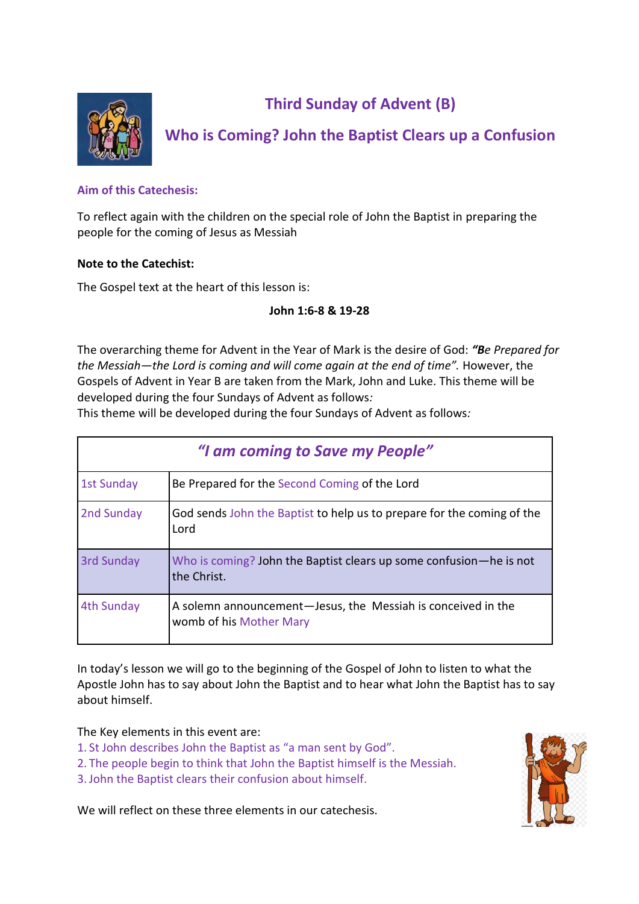# Third Sunday of Advent (B)

## Who is Coming? John the Baptist Clears up a Confusion

**Aim of this Catechesis:**

To reflect again with the children on the special role of John the Baptist in preparing the people for the coming of Jesus as Messiah

**Note to the Catechist:**

The Gospel text at the heart of this lesson is:

**John 1:6-8 & 19-28**

The overarching theme for Advent in the Year of Mark is the desire of God: ***"B****e Prepared for the Messiah—the Lord is coming and will come again at the end of time".* However, the Gospels of Advent in Year B are taken from the Mark, John and Luke. This theme will be developed during the four Sundays of Advent as follows*:*
This theme will be developed during the four Sundays of Advent as follows*:*

| *"I am coming to Save my People"* | |
|---|---|
| 1st Sunday | Be Prepared for the Second Coming of the Lord |
| 2nd Sunday | God sends John the Baptist to help us to prepare for the coming of the Lord |
| 3rd Sunday | Who is coming? John the Baptist clears up some confusion—he is not the Christ. |
| 4th Sunday | A solemn announcement—Jesus, the Messiah is conceived in the womb of his Mother Mary |

In today's lesson we will go to the beginning of the Gospel of John to listen to what the Apostle John has to say about John the Baptist and to hear what John the Baptist has to say about himself.

The Key elements in this event are:
1. St John describes John the Baptist as "a man sent by God".
2. The people begin to think that John the Baptist himself is the Messiah.
3. John the Baptist clears their confusion about himself.

We will reflect on these three elements in our catechesis.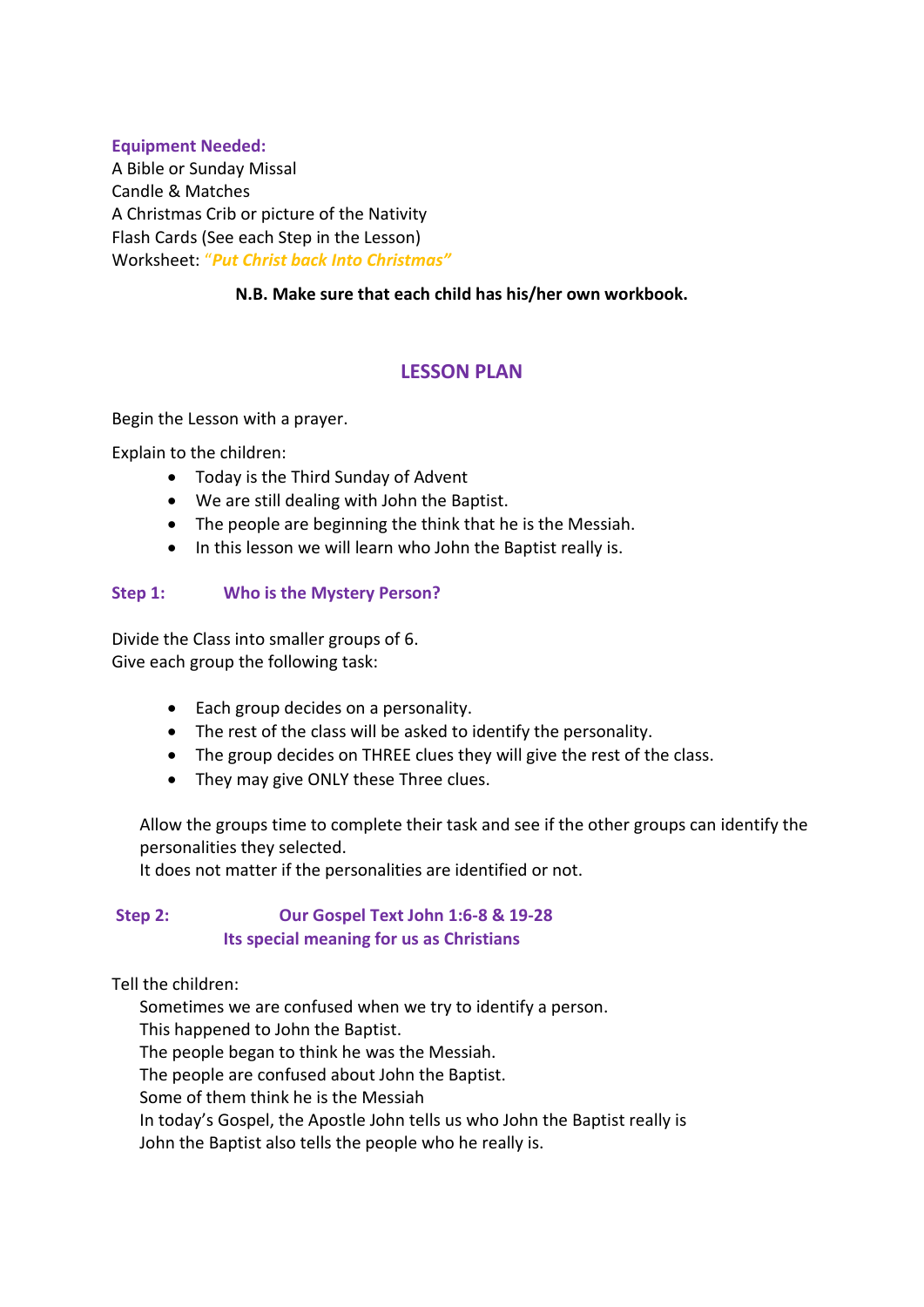**Equipment Needed:**
A Bible or Sunday Missal
Candle & Matches
A Christmas Crib or picture of the Nativity
Flash Cards (See each Step in the Lesson)
Worksheet: ***"Put Christ back Into Christmas"***

**N.B. Make sure that each child has his/her own workbook.**

## LESSON PLAN

Begin the Lesson with a prayer.

Explain to the children:

- Today is the Third Sunday of Advent
- We are still dealing with John the Baptist.
- The people are beginning the think that he is the Messiah.
- In this lesson we will learn who John the Baptist really is.

### Step 1: Who is the Mystery Person?

Divide the Class into smaller groups of 6.
Give each group the following task:

- Each group decides on a personality.
- The rest of the class will be asked to identify the personality.
- The group decides on THREE clues they will give the rest of the class.
- They may give ONLY these Three clues.

Allow the groups time to complete their task and see if the other groups can identify the personalities they selected.
It does not matter if the personalities are identified or not.

### Step 2: Our Gospel Text John 1:6-8 & 19-28
### Its special meaning for us as Christians

Tell the children:

Sometimes we are confused when we try to identify a person.
This happened to John the Baptist.
The people began to think he was the Messiah.
The people are confused about John the Baptist.
Some of them think he is the Messiah
In today's Gospel, the Apostle John tells us who John the Baptist really is
John the Baptist also tells the people who he really is.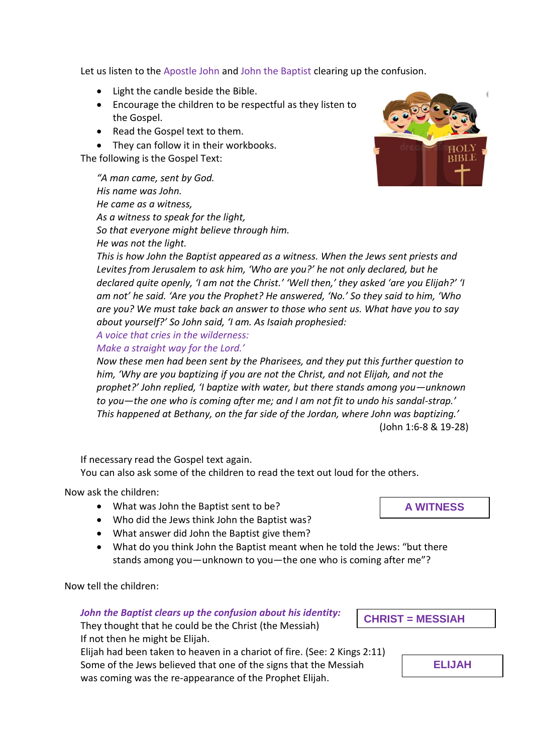Let us listen to the Apostle John and John the Baptist clearing up the confusion.

- Light the candle beside the Bible.
- Encourage the children to be respectful as they listen to the Gospel.
- Read the Gospel text to them.
- They can follow it in their workbooks.

The following is the Gospel Text:

> *"A man came, sent by God.*
> *His name was John.*
> *He came as a witness,*
> *As a witness to speak for the light,*
> *So that everyone might believe through him.*
> *He was not the light.*
> *This is how John the Baptist appeared as a witness. When the Jews sent priests and Levites from Jerusalem to ask him, 'Who are you?' he not only declared, but he declared quite openly, 'I am not the Christ.' 'Well then,' they asked 'are you Elijah?' 'I am not' he said. 'Are you the Prophet? He answered, 'No.' So they said to him, 'Who are you? We must take back an answer to those who sent us. What have you to say about yourself?' So John said, 'I am. As Isaiah prophesied:*
> *A voice that cries in the wilderness:*
> *Make a straight way for the Lord.'*
> *Now these men had been sent by the Pharisees, and they put this further question to him, 'Why are you baptizing if you are not the Christ, and not Elijah, and not the prophet?' John replied, 'I baptize with water, but there stands among you—unknown to you—the one who is coming after me; and I am not fit to undo his sandal-strap.' This happened at Bethany, on the far side of the Jordan, where John was baptizing.'*
>
> (John 1:6-8 & 19-28)

If necessary read the Gospel text again.
You can also ask some of the children to read the text out loud for the others.

Now ask the children:

- What was John the Baptist sent to be?
- Who did the Jews think John the Baptist was?
- What answer did John the Baptist give them?
- What do you think John the Baptist meant when he told the Jews: "but there stands among you—unknown to you—the one who is coming after me"?

**A WITNESS**

Now tell the children:

***John the Baptist clears up the confusion about his identity:***

They thought that he could be the Christ (the Messiah)
If not then he might be Elijah.
Elijah had been taken to heaven in a chariot of fire. (See: 2 Kings 2:11)
Some of the Jews believed that one of the signs that the Messiah was coming was the re-appearance of the Prophet Elijah.

**CHRIST = MESSIAH**

**ELIJAH**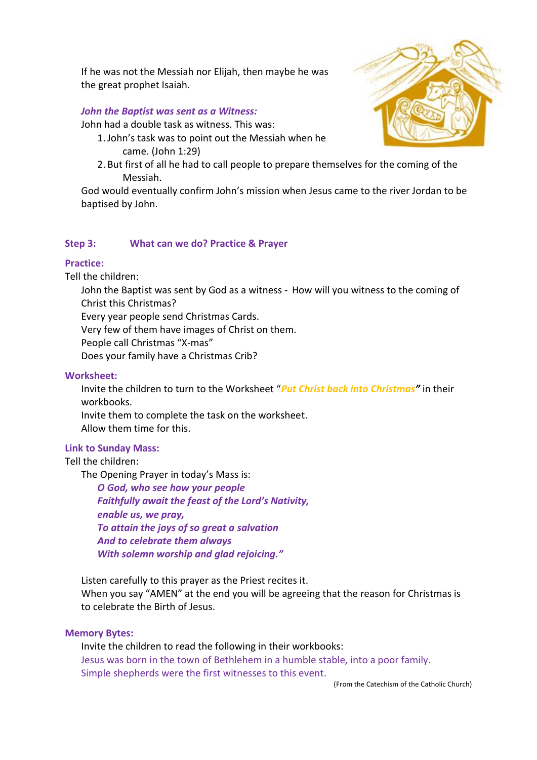If he was not the Messiah nor Elijah, then maybe he was the great prophet Isaiah.

***John the Baptist was sent as a Witness:***

John had a double task as witness. This was:

1. John's task was to point out the Messiah when he came. (John 1:29)
2. But first of all he had to call people to prepare themselves for the coming of the Messiah.

God would eventually confirm John's mission when Jesus came to the river Jordan to be baptised by John.

### Step 3: What can we do? Practice & Prayer

**Practice:**

Tell the children:

John the Baptist was sent by God as a witness - How will you witness to the coming of Christ this Christmas?
Every year people send Christmas Cards.
Very few of them have images of Christ on them.
People call Christmas "X-mas"
Does your family have a Christmas Crib?

**Worksheet:**

Invite the children to turn to the Worksheet "***Put Christ back into Christmas***" in their workbooks.
Invite them to complete the task on the worksheet.
Allow them time for this.

**Link to Sunday Mass:**

Tell the children:

The Opening Prayer in today's Mass is:

***O God, who see how your people***
***Faithfully await the feast of the Lord's Nativity,***
***enable us, we pray,***
***To attain the joys of so great a salvation***
***And to celebrate them always***
***With solemn worship and glad rejoicing."***

Listen carefully to this prayer as the Priest recites it.
When you say "AMEN" at the end you will be agreeing that the reason for Christmas is to celebrate the Birth of Jesus.

**Memory Bytes:**

Invite the children to read the following in their workbooks:

Jesus was born in the town of Bethlehem in a humble stable, into a poor family.
Simple shepherds were the first witnesses to this event.

(From the Catechism of the Catholic Church)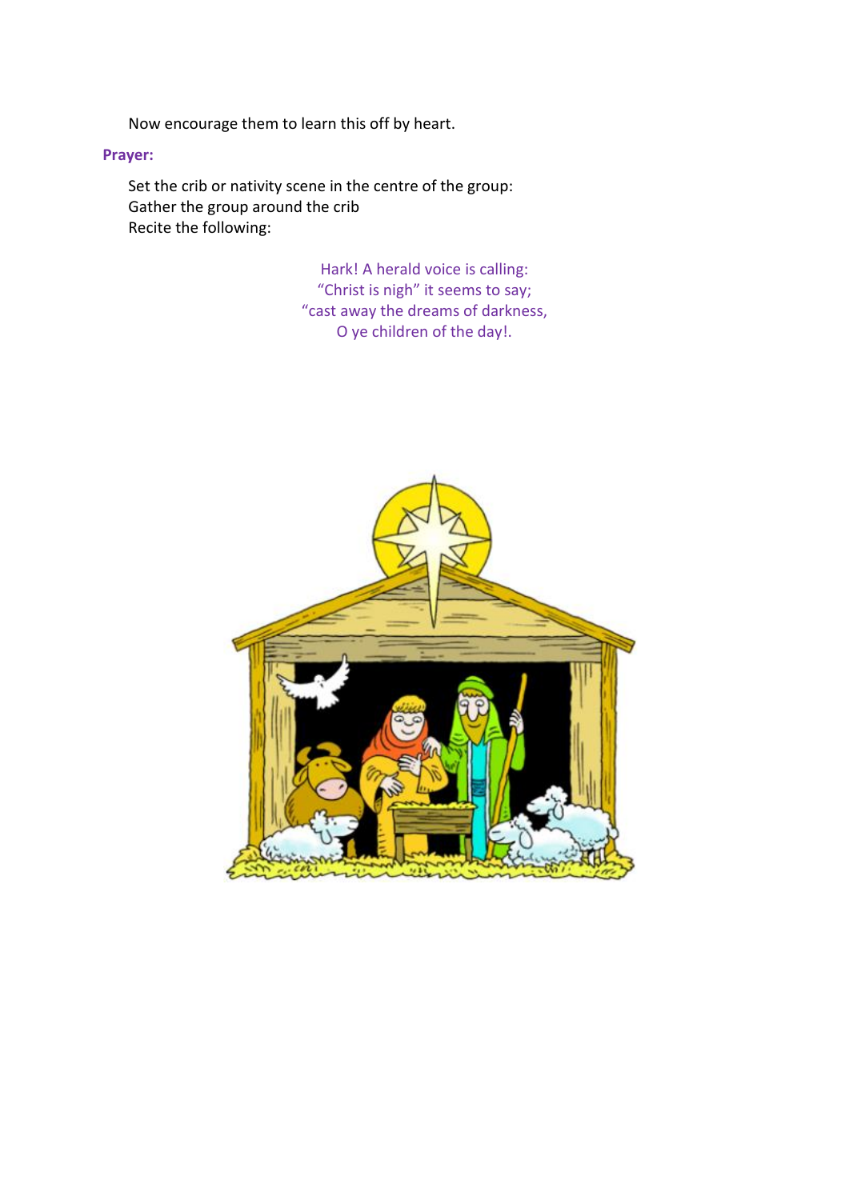Now encourage them to learn this off by heart.

**Prayer:**

Set the crib or nativity scene in the centre of the group:
Gather the group around the crib
Recite the following:

Hark! A herald voice is calling:
“Christ is nigh” it seems to say;
“cast away the dreams of darkness,
O ye children of the day!.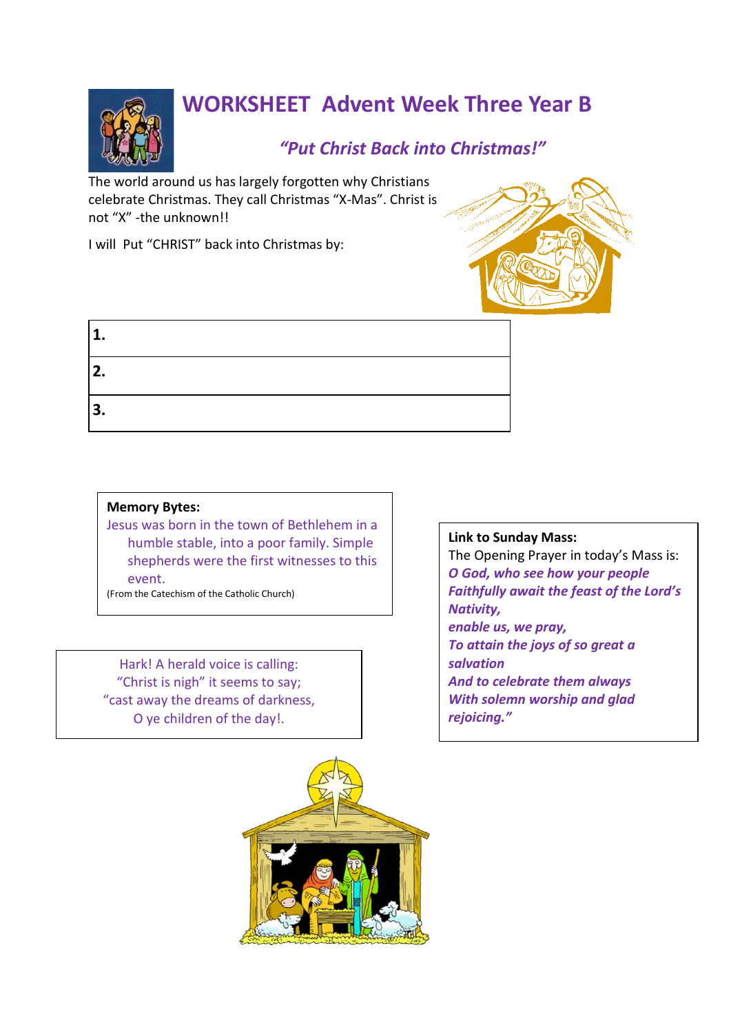# WORKSHEET Advent Week Three Year B

### *"Put Christ Back into Christmas!"*

The world around us has largely forgotten why Christians celebrate Christmas. They call Christmas "X-Mas". Christ is not "X" -the unknown!!

I will Put "CHRIST" back into Christmas by:

| |
|---|
| **1.** |
| **2.** |
| **3.** |

**Memory Bytes:**

Jesus was born in the town of Bethlehem in a humble stable, into a poor family. Simple shepherds were the first witnesses to this event.

(From the Catechism of the Catholic Church)

Hark! A herald voice is calling:
"Christ is nigh" it seems to say;
"cast away the dreams of darkness,
O ye children of the day!.

**Link to Sunday Mass:**

The Opening Prayer in today's Mass is:

***O God, who see how your people
Faithfully await the feast of the Lord's Nativity,
enable us, we pray,
To attain the joys of so great a salvation
And to celebrate them always
With solemn worship and glad rejoicing."***